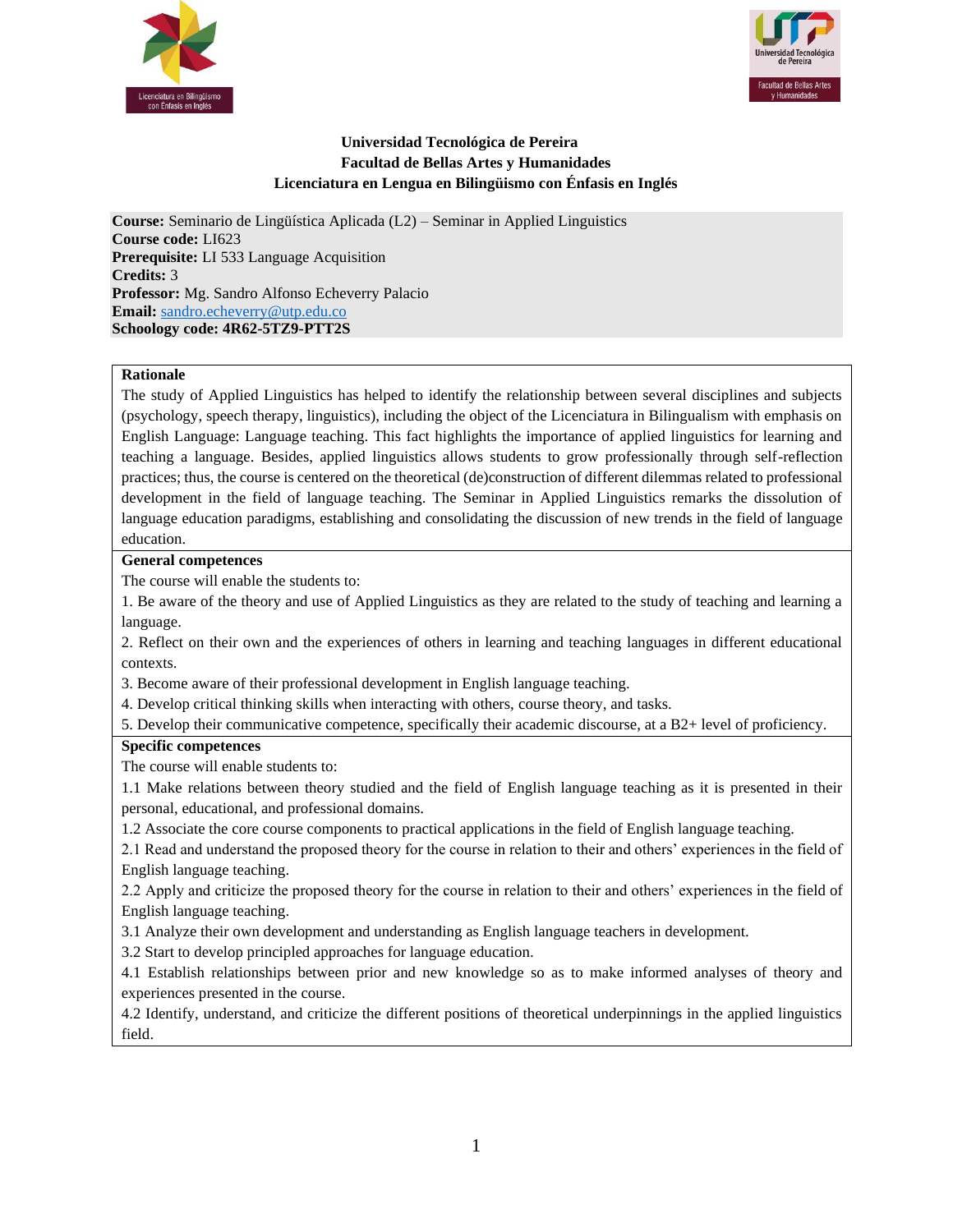**Universidad Tecnológica de Pereira**
**Facultad de Bellas Artes y Humanidades**
**Licenciatura en Lengua en Bilingüismo con Énfasis en Inglés**

**Course:** Seminario de Lingüística Aplicada (L2) – Seminar in Applied Linguistics
**Course code:** LI623
**Prerequisite:** LI 533 Language Acquisition
**Credits:** 3
**Professor:** Mg. Sandro Alfonso Echeverry Palacio
**Email:** sandro.echeverry@utp.edu.co
**Schoology code: 4R62-5TZ9-PTT2S**

**Rationale**

The study of Applied Linguistics has helped to identify the relationship between several disciplines and subjects (psychology, speech therapy, linguistics), including the object of the Licenciatura in Bilingualism with emphasis on English Language: Language teaching. This fact highlights the importance of applied linguistics for learning and teaching a language. Besides, applied linguistics allows students to grow professionally through self-reflection practices; thus, the course is centered on the theoretical (de)construction of different dilemmas related to professional development in the field of language teaching. The Seminar in Applied Linguistics remarks the dissolution of language education paradigms, establishing and consolidating the discussion of new trends in the field of language education.

**General competences**

The course will enable the students to:

1. Be aware of the theory and use of Applied Linguistics as they are related to the study of teaching and learning a language.
2. Reflect on their own and the experiences of others in learning and teaching languages in different educational contexts.
3. Become aware of their professional development in English language teaching.
4. Develop critical thinking skills when interacting with others, course theory, and tasks.
5. Develop their communicative competence, specifically their academic discourse, at a B2+ level of proficiency.

**Specific competences**

The course will enable students to:

1.1 Make relations between theory studied and the field of English language teaching as it is presented in their personal, educational, and professional domains.
1.2 Associate the core course components to practical applications in the field of English language teaching.
2.1 Read and understand the proposed theory for the course in relation to their and others' experiences in the field of English language teaching.
2.2 Apply and criticize the proposed theory for the course in relation to their and others' experiences in the field of English language teaching.
3.1 Analyze their own development and understanding as English language teachers in development.
3.2 Start to develop principled approaches for language education.
4.1 Establish relationships between prior and new knowledge so as to make informed analyses of theory and experiences presented in the course.
4.2 Identify, understand, and criticize the different positions of theoretical underpinnings in the applied linguistics field.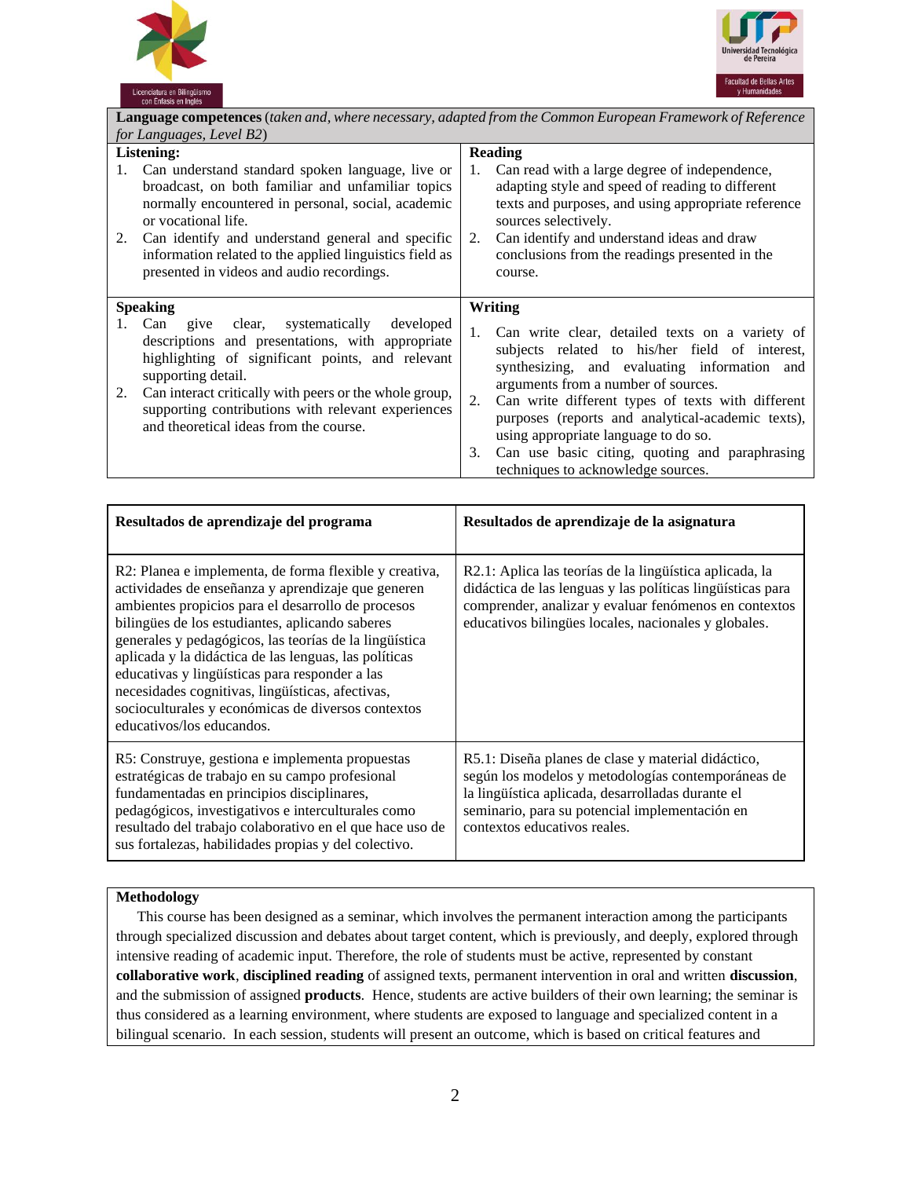| **Language competences** (*taken and, where necessary, adapted from the Common European Framework of Reference for Languages, Level B2*) | |
|---|---|
| **Listening:**<br>1. Can understand standard spoken language, live or broadcast, on both familiar and unfamiliar topics normally encountered in personal, social, academic or vocational life.<br>2. Can identify and understand general and specific information related to the applied linguistics field as presented in videos and audio recordings. | **Reading**<br>1. Can read with a large degree of independence, adapting style and speed of reading to different texts and purposes, and using appropriate reference sources selectively.<br>2. Can identify and understand ideas and draw conclusions from the readings presented in the course. |
| **Speaking**<br>1. Can give clear, systematically developed descriptions and presentations, with appropriate highlighting of significant points, and relevant supporting detail.<br>2. Can interact critically with peers or the whole group, supporting contributions with relevant experiences and theoretical ideas from the course. | **Writing**<br>1. Can write clear, detailed texts on a variety of subjects related to his/her field of interest, synthesizing, and evaluating information and arguments from a number of sources.<br>2. Can write different types of texts with different purposes (reports and analytical-academic texts), using appropriate language to do so.<br>3. Can use basic citing, quoting and paraphrasing techniques to acknowledge sources. |

| **Resultados de aprendizaje del programa** | **Resultados de aprendizaje de la asignatura** |
|---|---|
| R2: Planea e implementa, de forma flexible y creativa, actividades de enseñanza y aprendizaje que generen ambientes propicios para el desarrollo de procesos bilingües de los estudiantes, aplicando saberes generales y pedagógicos, las teorías de la lingüística aplicada y la didáctica de las lenguas, las políticas educativas y lingüísticas para responder a las necesidades cognitivas, lingüísticas, afectivas, socioculturales y económicas de diversos contextos educativos/los educandos. | R2.1: Aplica las teorías de la lingüística aplicada, la didáctica de las lenguas y las políticas lingüísticas para comprender, analizar y evaluar fenómenos en contextos educativos bilingües locales, nacionales y globales. |
| R5: Construye, gestiona e implementa propuestas estratégicas de trabajo en su campo profesional fundamentadas en principios disciplinares, pedagógicos, investigativos e interculturales como resultado del trabajo colaborativo en el que hace uso de sus fortalezas, habilidades propias y del colectivo. | R5.1: Diseña planes de clase y material didáctico, según los modelos y metodologías contemporáneas de la lingüística aplicada, desarrolladas durante el seminario, para su potencial implementación en contextos educativos reales. |

**Methodology**

This course has been designed as a seminar, which involves the permanent interaction among the participants through specialized discussion and debates about target content, which is previously, and deeply, explored through intensive reading of academic input. Therefore, the role of students must be active, represented by constant **collaborative work**, **disciplined reading** of assigned texts, permanent intervention in oral and written **discussion**, and the submission of assigned **products**. Hence, students are active builders of their own learning; the seminar is thus considered as a learning environment, where students are exposed to language and specialized content in a bilingual scenario. In each session, students will present an outcome, which is based on critical features and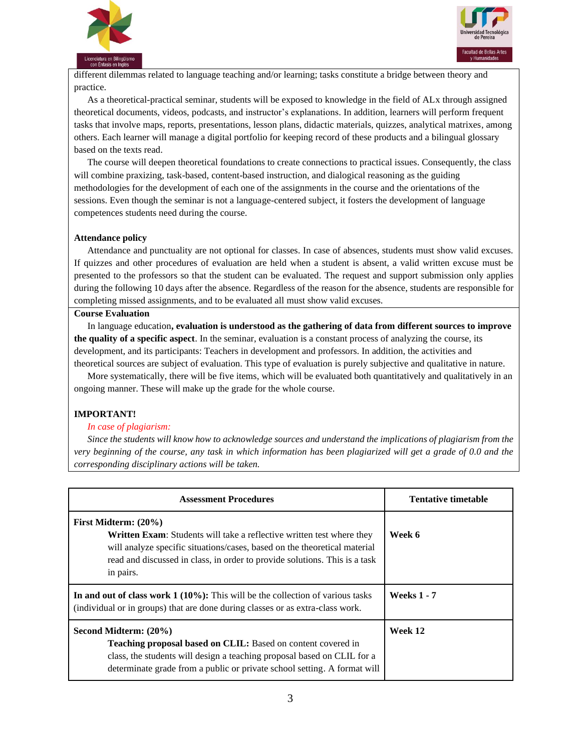different dilemmas related to language teaching and/or learning; tasks constitute a bridge between theory and practice.

As a theoretical-practical seminar, students will be exposed to knowledge in the field of ALx through assigned theoretical documents, videos, podcasts, and instructor's explanations. In addition, learners will perform frequent tasks that involve maps, reports, presentations, lesson plans, didactic materials, quizzes, analytical matrixes, among others. Each learner will manage a digital portfolio for keeping record of these products and a bilingual glossary based on the texts read.

The course will deepen theoretical foundations to create connections to practical issues. Consequently, the class will combine praxizing, task-based, content-based instruction, and dialogical reasoning as the guiding methodologies for the development of each one of the assignments in the course and the orientations of the sessions. Even though the seminar is not a language-centered subject, it fosters the development of language competences students need during the course.

**Attendance policy**

Attendance and punctuality are not optional for classes. In case of absences, students must show valid excuses. If quizzes and other procedures of evaluation are held when a student is absent, a valid written excuse must be presented to the professors so that the student can be evaluated. The request and support submission only applies during the following 10 days after the absence. Regardless of the reason for the absence, students are responsible for completing missed assignments, and to be evaluated all must show valid excuses.

**Course Evaluation**

In language education**, evaluation is understood as the gathering of data from different sources to improve the quality of a specific aspect**. In the seminar, evaluation is a constant process of analyzing the course, its development, and its participants: Teachers in development and professors. In addition, the activities and theoretical sources are subject of evaluation. This type of evaluation is purely subjective and qualitative in nature.

More systematically, there will be five items, which will be evaluated both quantitatively and qualitatively in an ongoing manner. These will make up the grade for the whole course.

**IMPORTANT!**

*In case of plagiarism:*

*Since the students will know how to acknowledge sources and understand the implications of plagiarism from the very beginning of the course, any task in which information has been plagiarized will get a grade of 0.0 and the corresponding disciplinary actions will be taken.*

| Assessment Procedures | Tentative timetable |
|---|---|
| **First Midterm: (20%)** **Written Exam**: Students will take a reflective written test where they will analyze specific situations/cases, based on the theoretical material read and discussed in class, in order to provide solutions. This is a task in pairs. | **Week 6** |
| **In and out of class work 1 (10%):** This will be the collection of various tasks (individual or in groups) that are done during classes or as extra-class work. | **Weeks 1 - 7** |
| **Second Midterm: (20%)** **Teaching proposal based on CLIL:** Based on content covered in class, the students will design a teaching proposal based on CLIL for a determinate grade from a public or private school setting. A format will | **Week 12** |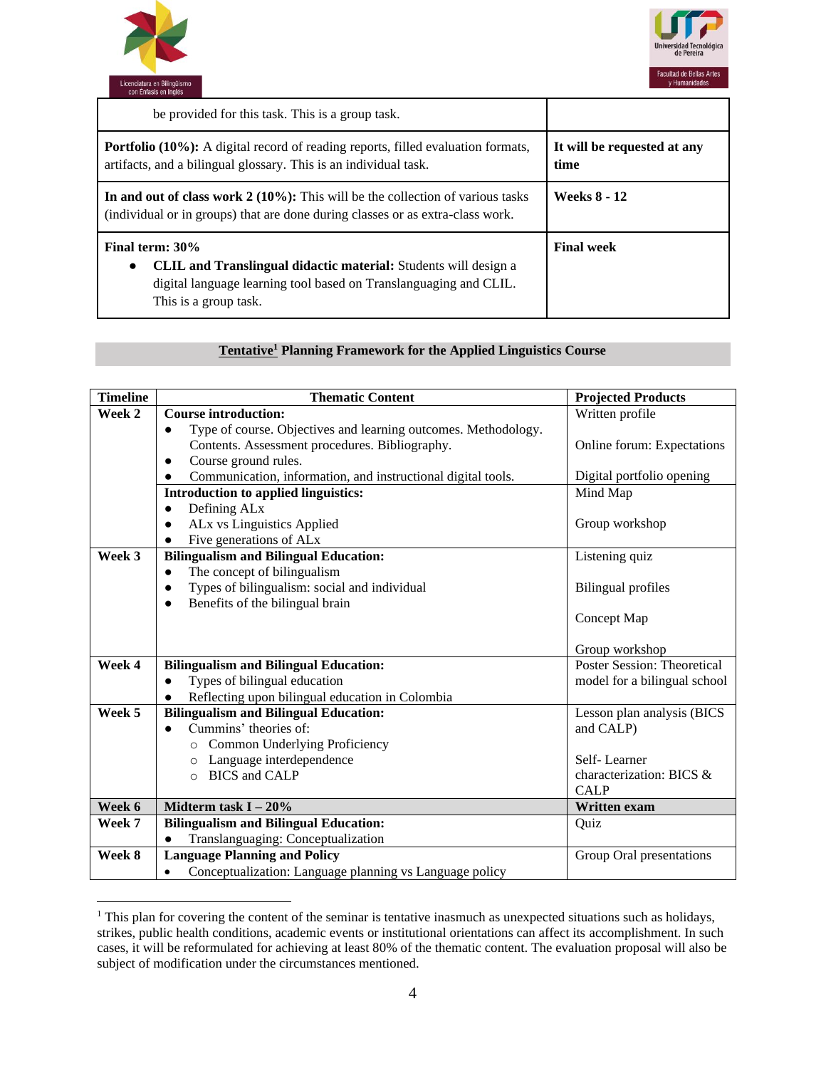| | |
|---|---|
| be provided for this task. This is a group task. | |
| **Portfolio (10%):** A digital record of reading reports, filled evaluation formats, artifacts, and a bilingual glossary. This is an individual task. | **It will be requested at any time** |
| **In and out of class work 2 (10%):** This will be the collection of various tasks (individual or in groups) that are done during classes or as extra-class work. | **Weeks 8 - 12** |
| **Final term: 30%** <br>● **CLIL and Translingual didactic material:** Students will design a digital language learning tool based on Translanguaging and CLIL. This is a group task. | **Final week** |

## Tentative[1] Planning Framework for the Applied Linguistics Course

| Timeline | Thematic Content | Projected Products |
|---|---|---|
| **Week 2** | **Course introduction:** <br>● Type of course. Objectives and learning outcomes. Methodology. Contents. Assessment procedures. Bibliography. <br>● Course ground rules. <br>● Communication, information, and instructional digital tools. | Written profile <br><br>Online forum: Expectations <br><br>Digital portfolio opening |
| | **Introduction to applied linguistics:** <br>● Defining ALx <br>● ALx vs Linguistics Applied <br>● Five generations of ALx | Mind Map <br><br>Group workshop |
| **Week 3** | **Bilingualism and Bilingual Education:** <br>● The concept of bilingualism <br>● Types of bilingualism: social and individual <br>● Benefits of the bilingual brain | Listening quiz <br><br>Bilingual profiles <br><br>Concept Map <br><br>Group workshop |
| **Week 4** | **Bilingualism and Bilingual Education:** <br>● Types of bilingual education <br>● Reflecting upon bilingual education in Colombia | Poster Session: Theoretical model for a bilingual school |
| **Week 5** | **Bilingualism and Bilingual Education:** <br>● Cummins' theories of: <br>○ Common Underlying Proficiency <br>○ Language interdependence <br>○ BICS and CALP | Lesson plan analysis (BICS and CALP) <br><br>Self- Learner characterization: BICS & CALP |
| **Week 6** | **Midterm task I – 20%** | **Written exam** |
| **Week 7** | **Bilingualism and Bilingual Education:** <br>● Translanguaging: Conceptualization | Quiz |
| **Week 8** | **Language Planning and Policy** <br>● Conceptualization: Language planning vs Language policy | Group Oral presentations |

[1] This plan for covering the content of the seminar is tentative inasmuch as unexpected situations such as holidays, strikes, public health conditions, academic events or institutional orientations can affect its accomplishment. In such cases, it will be reformulated for achieving at least 80% of the thematic content. The evaluation proposal will also be subject of modification under the circumstances mentioned.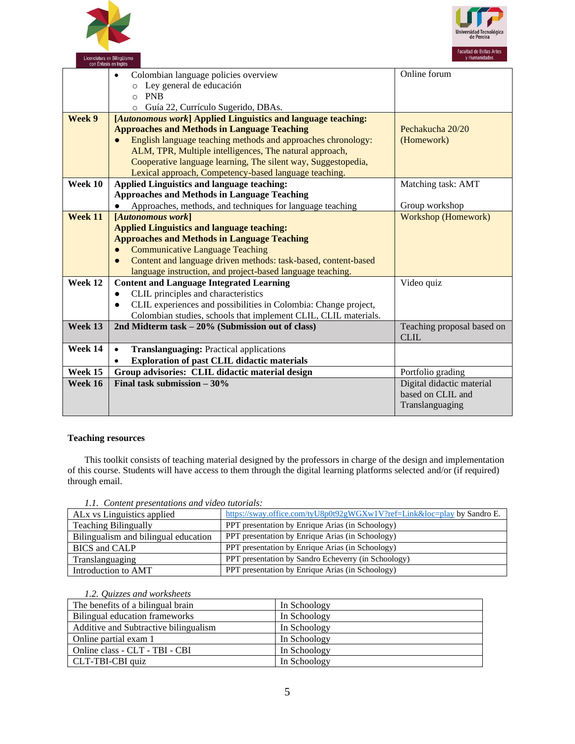| | | |
|---|---|---|
| | • Colombian language policies overview<br>○ Ley general de educación<br>○ PNB<br>○ Guía 22, Currículo Sugerido, DBAs. | Online forum |
| **Week 9** | **[*Autonomous work*] Applied Linguistics and language teaching: Approaches and Methods in Language Teaching**<br>● English language teaching methods and approaches chronology: ALM, TPR, Multiple intelligences, The natural approach, Cooperative language learning, The silent way, Suggestopedia, Lexical approach, Competency-based language teaching. | Pechakucha 20/20 (Homework) |
| **Week 10** | **Applied Linguistics and language teaching: Approaches and Methods in Language Teaching**<br>● Approaches, methods, and techniques for language teaching | Matching task: AMT<br><br>Group workshop |
| **Week 11** | **[*Autonomous work*]**<br>**Applied Linguistics and language teaching: Approaches and Methods in Language Teaching**<br>● Communicative Language Teaching<br>● Content and language driven methods: task-based, content-based language instruction, and project-based language teaching. | Workshop (Homework) |
| **Week 12** | **Content and Language Integrated Learning**<br>● CLIL principles and characteristics<br>● CLIL experiences and possibilities in Colombia: Change project, Colombian studies, schools that implement CLIL, CLIL materials. | Video quiz |
| **Week 13** | **2nd Midterm task – 20% (Submission out of class)** | Teaching proposal based on CLIL |
| **Week 14** | • **Translanguaging:** Practical applications<br>• **Exploration of past CLIL didactic materials** | |
| **Week 15** | **Group advisories: CLIL didactic material design** | Portfolio grading |
| **Week 16** | **Final task submission – 30%** | Digital didactic material based on CLIL and Translanguaging |

**Teaching resources**

This toolkit consists of teaching material designed by the professors in charge of the design and implementation of this course. Students will have access to them through the digital learning platforms selected and/or (if required) through email.

*1.1. Content presentations and video tutorials:*

| | |
|---|---|
| ALx vs Linguistics applied | https://sway.office.com/tyU8p0t92gWGXw1V?ref=Link&loc=play by Sandro E. |
| Teaching Bilingually | PPT presentation by Enrique Arias (in Schoology) |
| Bilingualism and bilingual education | PPT presentation by Enrique Arias (in Schoology) |
| BICS and CALP | PPT presentation by Enrique Arias (in Schoology) |
| Translanguaging | PPT presentation by Sandro Echeverry (in Schoology) |
| Introduction to AMT | PPT presentation by Enrique Arias (in Schoology) |

*1.2. Quizzes and worksheets*

| | |
|---|---|
| The benefits of a bilingual brain | In Schoology |
| Bilingual education frameworks | In Schoology |
| Additive and Subtractive bilingualism | In Schoology |
| Online partial exam 1 | In Schoology |
| Online class - CLT - TBI - CBI | In Schoology |
| CLT-TBI-CBI quiz | In Schoology |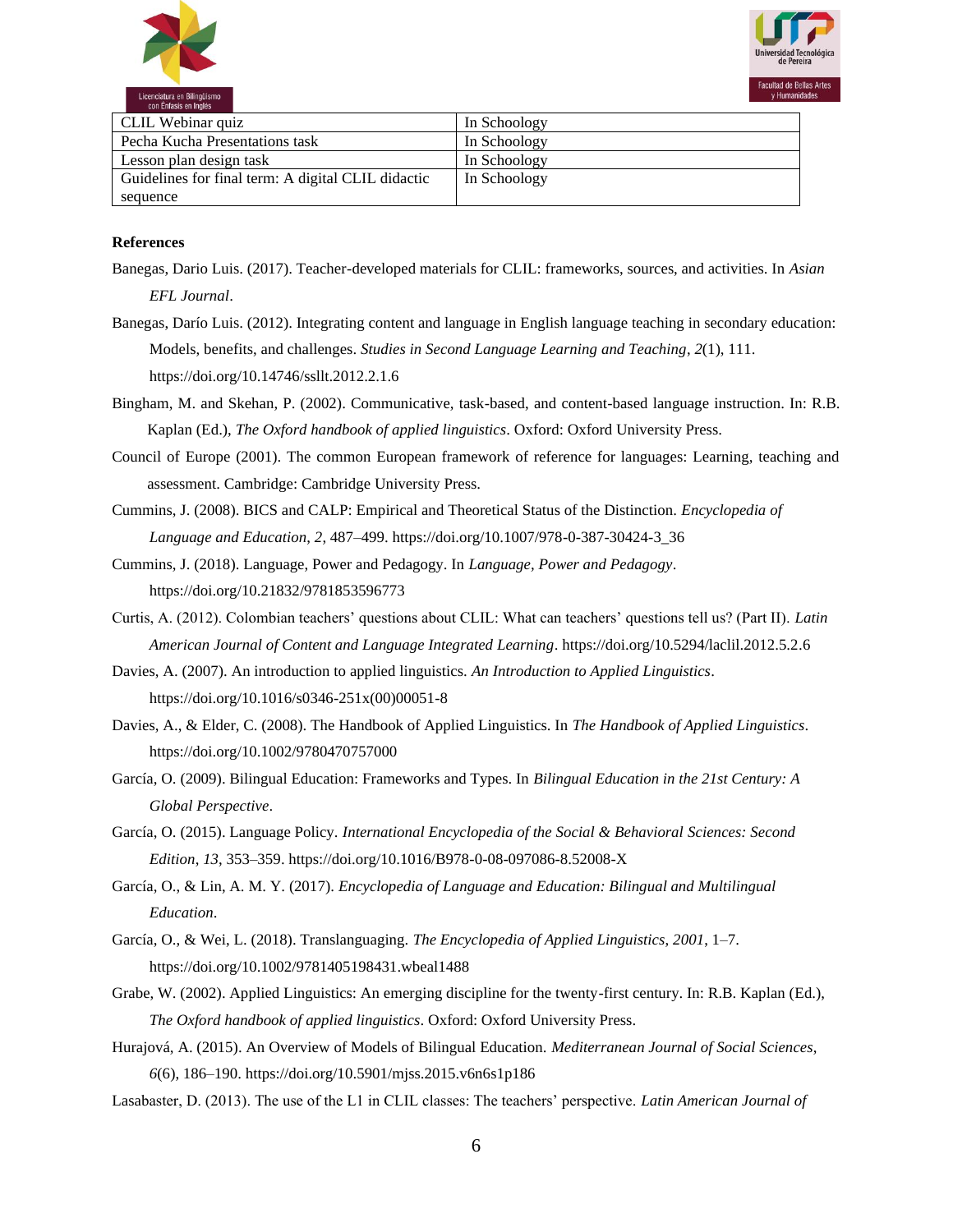| CLIL Webinar quiz | In Schoology |
|---|---|
| Pecha Kucha Presentations task | In Schoology |
| Lesson plan design task | In Schoology |
| Guidelines for final term: A digital CLIL didactic sequence | In Schoology |

**References**

Banegas, Dario Luis. (2017). Teacher-developed materials for CLIL: frameworks, sources, and activities. In *Asian EFL Journal*.

Banegas, Darío Luis. (2012). Integrating content and language in English language teaching in secondary education: Models, benefits, and challenges. *Studies in Second Language Learning and Teaching*, *2*(1), 111. https://doi.org/10.14746/ssllt.2012.2.1.6

Bingham, M. and Skehan, P. (2002). Communicative, task-based, and content-based language instruction. In: R.B. Kaplan (Ed.), *The Oxford handbook of applied linguistics*. Oxford: Oxford University Press.

Council of Europe (2001). The common European framework of reference for languages: Learning, teaching and assessment. Cambridge: Cambridge University Press.

Cummins, J. (2008). BICS and CALP: Empirical and Theoretical Status of the Distinction. *Encyclopedia of Language and Education*, *2*, 487–499. https://doi.org/10.1007/978-0-387-30424-3_36

Cummins, J. (2018). Language, Power and Pedagogy. In *Language, Power and Pedagogy*. https://doi.org/10.21832/9781853596773

Curtis, A. (2012). Colombian teachers' questions about CLIL: What can teachers' questions tell us? (Part II). *Latin American Journal of Content and Language Integrated Learning*. https://doi.org/10.5294/laclil.2012.5.2.6

Davies, A. (2007). An introduction to applied linguistics. *An Introduction to Applied Linguistics*. https://doi.org/10.1016/s0346-251x(00)00051-8

Davies, A., & Elder, C. (2008). The Handbook of Applied Linguistics. In *The Handbook of Applied Linguistics*. https://doi.org/10.1002/9780470757000

García, O. (2009). Bilingual Education: Frameworks and Types. In *Bilingual Education in the 21st Century: A Global Perspective*.

García, O. (2015). Language Policy. *International Encyclopedia of the Social & Behavioral Sciences: Second Edition*, *13*, 353–359. https://doi.org/10.1016/B978-0-08-097086-8.52008-X

García, O., & Lin, A. M. Y. (2017). *Encyclopedia of Language and Education: Bilingual and Multilingual Education*.

García, O., & Wei, L. (2018). Translanguaging. *The Encyclopedia of Applied Linguistics*, *2001*, 1–7. https://doi.org/10.1002/9781405198431.wbeal1488

Grabe, W. (2002). Applied Linguistics: An emerging discipline for the twenty-first century. In: R.B. Kaplan (Ed.), *The Oxford handbook of applied linguistics*. Oxford: Oxford University Press.

Hurajová, A. (2015). An Overview of Models of Bilingual Education. *Mediterranean Journal of Social Sciences*, *6*(6), 186–190. https://doi.org/10.5901/mjss.2015.v6n6s1p186

Lasabaster, D. (2013). The use of the L1 in CLIL classes: The teachers' perspective. *Latin American Journal of*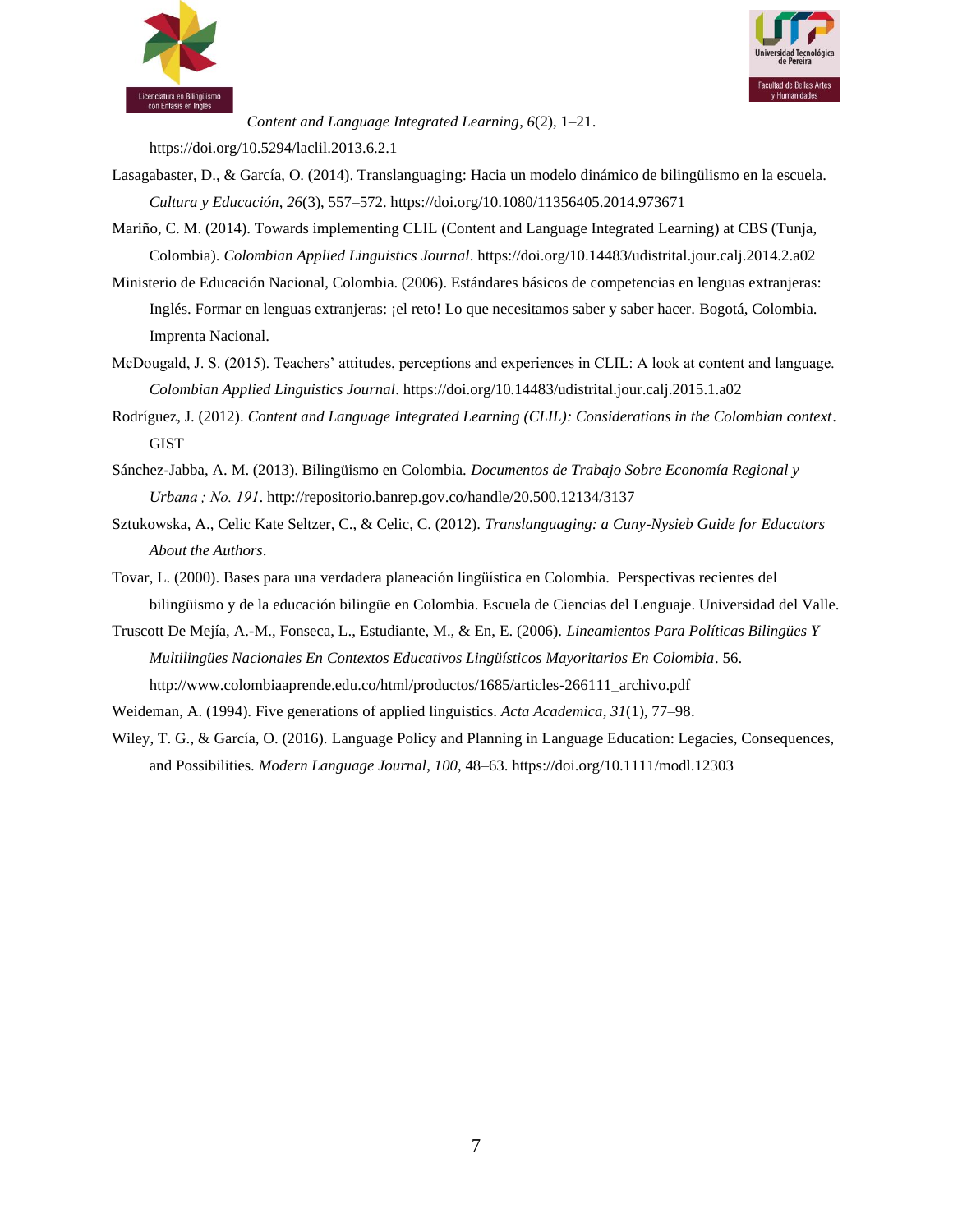*Content and Language Integrated Learning*, *6*(2), 1–21. https://doi.org/10.5294/laclil.2013.6.2.1

Lasagabaster, D., & García, O. (2014). Translanguaging: Hacia un modelo dinámico de bilingülismo en la escuela. *Cultura y Educación*, *26*(3), 557–572. https://doi.org/10.1080/11356405.2014.973671

Mariño, C. M. (2014). Towards implementing CLIL (Content and Language Integrated Learning) at CBS (Tunja, Colombia). *Colombian Applied Linguistics Journal*. https://doi.org/10.14483/udistrital.jour.calj.2014.2.a02

Ministerio de Educación Nacional, Colombia. (2006). Estándares básicos de competencias en lenguas extranjeras: Inglés. Formar en lenguas extranjeras: ¡el reto! Lo que necesitamos saber y saber hacer. Bogotá, Colombia. Imprenta Nacional.

McDougald, J. S. (2015). Teachers' attitudes, perceptions and experiences in CLIL: A look at content and language. *Colombian Applied Linguistics Journal*. https://doi.org/10.14483/udistrital.jour.calj.2015.1.a02

Rodríguez, J. (2012). *Content and Language Integrated Learning (CLIL): Considerations in the Colombian context*. GIST

Sánchez-Jabba, A. M. (2013). Bilingüismo en Colombia. *Documentos de Trabajo Sobre Economía Regional y Urbana ; No. 191*. http://repositorio.banrep.gov.co/handle/20.500.12134/3137

Sztukowska, A., Celic Kate Seltzer, C., & Celic, C. (2012). *Translanguaging: a Cuny-Nysieb Guide for Educators About the Authors*.

Tovar, L. (2000). Bases para una verdadera planeación lingüística en Colombia. Perspectivas recientes del bilingüismo y de la educación bilingüe en Colombia. Escuela de Ciencias del Lenguaje. Universidad del Valle.

Truscott De Mejía, A.-M., Fonseca, L., Estudiante, M., & En, E. (2006). *Lineamientos Para Políticas Bilingües Y Multilingües Nacionales En Contextos Educativos Lingüísticos Mayoritarios En Colombia*. 56. http://www.colombiaaprende.edu.co/html/productos/1685/articles-266111_archivo.pdf

Weideman, A. (1994). Five generations of applied linguistics. *Acta Academica*, *31*(1), 77–98.

Wiley, T. G., & García, O. (2016). Language Policy and Planning in Language Education: Legacies, Consequences, and Possibilities. *Modern Language Journal*, *100*, 48–63. https://doi.org/10.1111/modl.12303